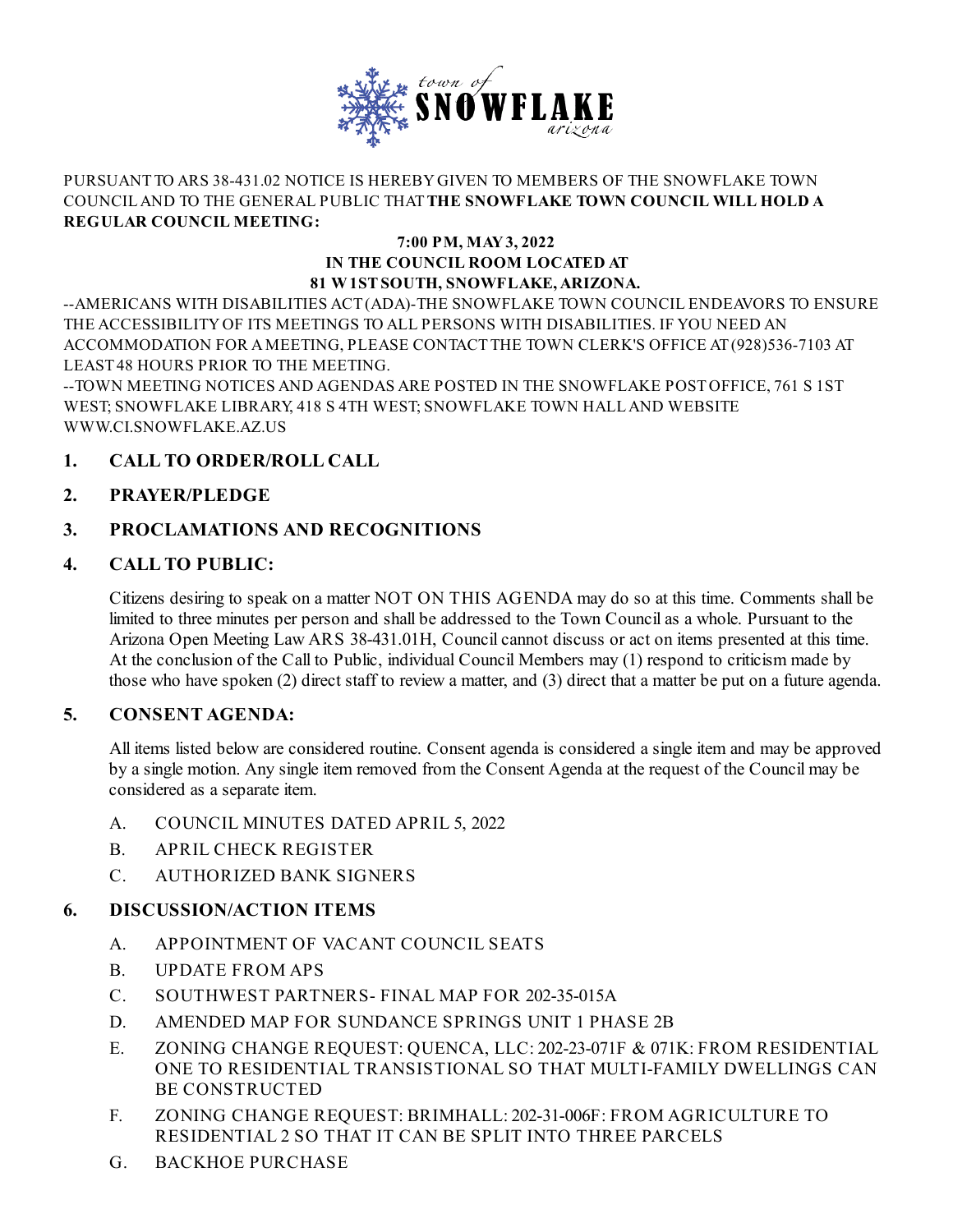PURSUANT TO ARS 38-431.02 NOTICE IS HEREBY GIVEN TO MEMBERS OF THE SNOWFLAKE TOWN COUNCIL AND TO THE GENERAL PUBLIC THAT **THE SNOWFLAKE TOWN COUNCIL WILL HOLD A REGULAR COUNCIL MEETING:**

**7:00 PM, MAY 3, 2022**
**IN THE COUNCIL ROOM LOCATED AT**
**81 W 1ST SOUTH, SNOWFLAKE, ARIZONA.**

--AMERICANS WITH DISABILITIES ACT (ADA)-THE SNOWFLAKE TOWN COUNCIL ENDEAVORS TO ENSURE THE ACCESSIBILITY OF ITS MEETINGS TO ALL PERSONS WITH DISABILITIES. IF YOU NEED AN ACCOMMODATION FOR A MEETING, PLEASE CONTACT THE TOWN CLERK'S OFFICE AT (928)536-7103 AT LEAST 48 HOURS PRIOR TO THE MEETING.
--TOWN MEETING NOTICES AND AGENDAS ARE POSTED IN THE SNOWFLAKE POST OFFICE, 761 S 1ST WEST; SNOWFLAKE LIBRARY, 418 S 4TH WEST; SNOWFLAKE TOWN HALL AND WEBSITE WWW.CI.SNOWFLAKE.AZ.US

## 1. CALL TO ORDER/ROLL CALL

## 2. PRAYER/PLEDGE

## 3. PROCLAMATIONS AND RECOGNITIONS

## 4. CALL TO PUBLIC:

Citizens desiring to speak on a matter NOT ON THIS AGENDA may do so at this time. Comments shall be limited to three minutes per person and shall be addressed to the Town Council as a whole. Pursuant to the Arizona Open Meeting Law ARS 38-431.01H, Council cannot discuss or act on items presented at this time. At the conclusion of the Call to Public, individual Council Members may (1) respond to criticism made by those who have spoken (2) direct staff to review a matter, and (3) direct that a matter be put on a future agenda.

## 5. CONSENT AGENDA:

All items listed below are considered routine. Consent agenda is considered a single item and may be approved by a single motion. Any single item removed from the Consent Agenda at the request of the Council may be considered as a separate item.

A. COUNCIL MINUTES DATED APRIL 5, 2022
B. APRIL CHECK REGISTER
C. AUTHORIZED BANK SIGNERS

## 6. DISCUSSION/ACTION ITEMS

A. APPOINTMENT OF VACANT COUNCIL SEATS
B. UPDATE FROM APS
C. SOUTHWEST PARTNERS- FINAL MAP FOR 202-35-015A
D. AMENDED MAP FOR SUNDANCE SPRINGS UNIT 1 PHASE 2B
E. ZONING CHANGE REQUEST: QUENCA, LLC: 202-23-071F & 071K: FROM RESIDENTIAL ONE TO RESIDENTIAL TRANSISTIONAL SO THAT MULTI-FAMILY DWELLINGS CAN BE CONSTRUCTED
F. ZONING CHANGE REQUEST: BRIMHALL: 202-31-006F: FROM AGRICULTURE TO RESIDENTIAL 2 SO THAT IT CAN BE SPLIT INTO THREE PARCELS
G. BACKHOE PURCHASE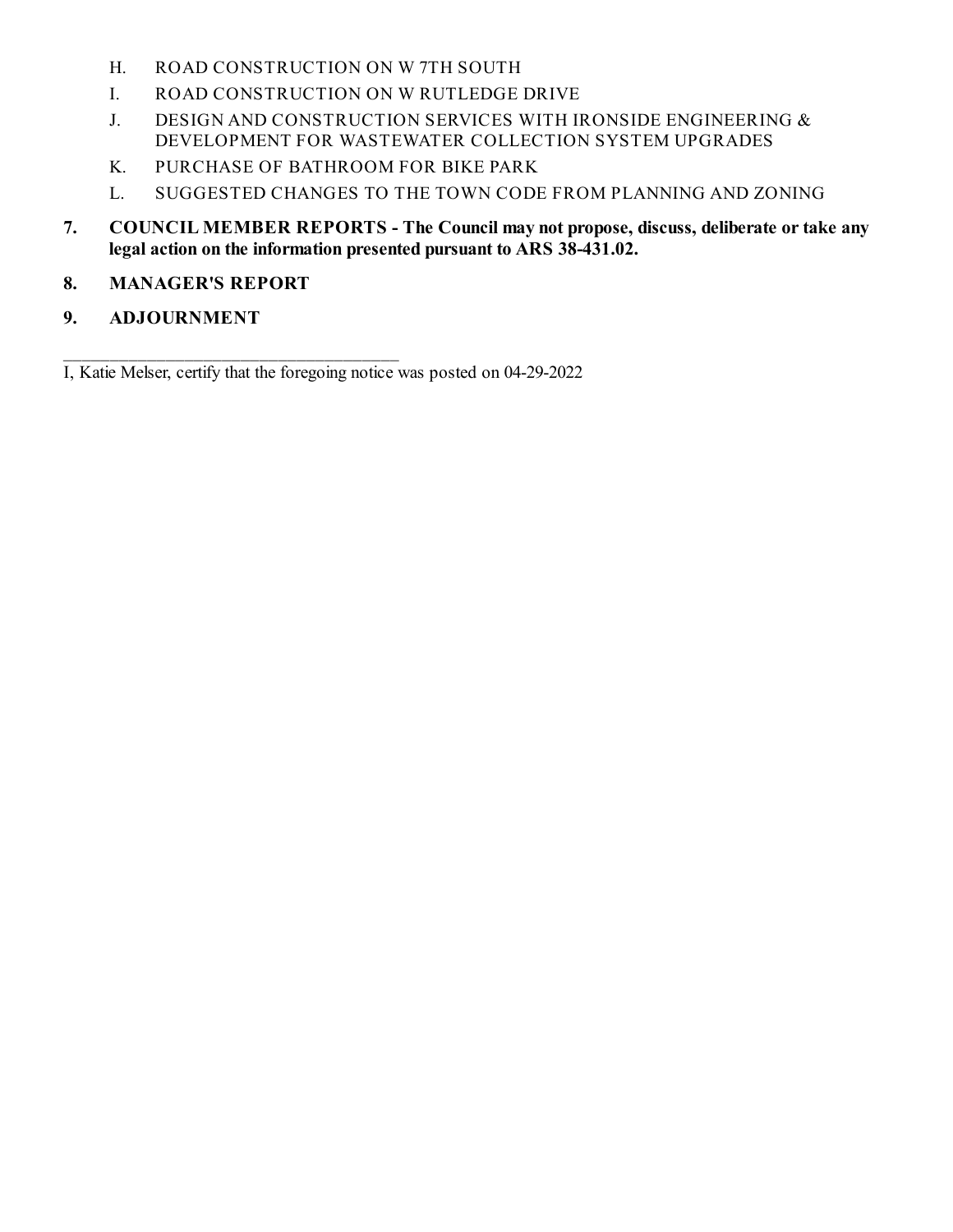H. ROAD CONSTRUCTION ON W 7TH SOUTH

I. ROAD CONSTRUCTION ON W RUTLEDGE DRIVE

J. DESIGN AND CONSTRUCTION SERVICES WITH IRONSIDE ENGINEERING & DEVELOPMENT FOR WASTEWATER COLLECTION SYSTEM UPGRADES

K. PURCHASE OF BATHROOM FOR BIKE PARK

L. SUGGESTED CHANGES TO THE TOWN CODE FROM PLANNING AND ZONING

**7. COUNCIL MEMBER REPORTS - The Council may not propose, discuss, deliberate or take any legal action on the information presented pursuant to ARS 38-431.02.**

**8. MANAGER'S REPORT**

**9. ADJOURNMENT**

\_\_\_\_\_\_\_\_\_\_\_\_\_\_\_\_\_\_\_\_\_\_\_\_\_\_\_\_\_\_\_\_\_\_\_\_\_\_\_\_

I, Katie Melser, certify that the foregoing notice was posted on 04-29-2022